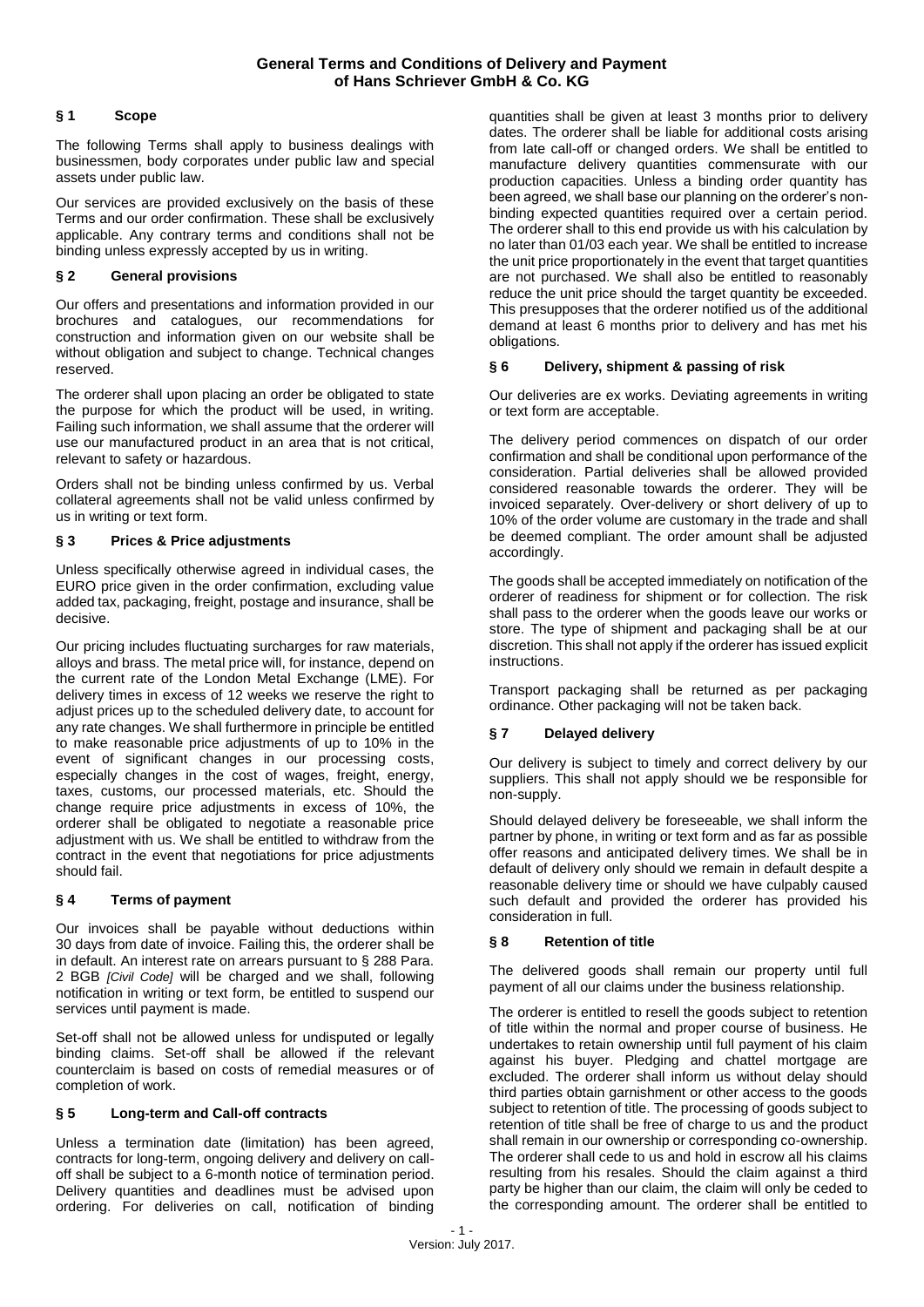# General Terms and Conditions of Delivery and Payment of Hans Schriever GmbH & Co. KG

## § 1 Scope

The following Terms shall apply to business dealings with businessmen, body corporates under public law and special assets under public law.

Our services are provided exclusively on the basis of these Terms and our order confirmation. These shall be exclusively applicable. Any contrary terms and conditions shall not be binding unless expressly accepted by us in writing.

## § 2 General provisions

Our offers and presentations and information provided in our brochures and catalogues, our recommendations for construction and information given on our website shall be without obligation and subject to change. Technical changes reserved.

The orderer shall upon placing an order be obligated to state the purpose for which the product will be used, in writing. Failing such information, we shall assume that the orderer will use our manufactured product in an area that is not critical, relevant to safety or hazardous.

Orders shall not be binding unless confirmed by us. Verbal collateral agreements shall not be valid unless confirmed by us in writing or text form.

## § 3 Prices & Price adjustments

Unless specifically otherwise agreed in individual cases, the EURO price given in the order confirmation, excluding value added tax, packaging, freight, postage and insurance, shall be decisive.

Our pricing includes fluctuating surcharges for raw materials, alloys and brass. The metal price will, for instance, depend on the current rate of the London Metal Exchange (LME). For delivery times in excess of 12 weeks we reserve the right to adjust prices up to the scheduled delivery date, to account for any rate changes. We shall furthermore in principle be entitled to make reasonable price adjustments of up to 10% in the event of significant changes in our processing costs, especially changes in the cost of wages, freight, energy, taxes, customs, our processed materials, etc. Should the change require price adjustments in excess of 10%, the orderer shall be obligated to negotiate a reasonable price adjustment with us. We shall be entitled to withdraw from the contract in the event that negotiations for price adjustments should fail.

## § 4 Terms of payment

Our invoices shall be payable without deductions within 30 days from date of invoice. Failing this, the orderer shall be in default. An interest rate on arrears pursuant to § 288 Para. 2 BGB *[Civil Code]* will be charged and we shall, following notification in writing or text form, be entitled to suspend our services until payment is made.

Set-off shall not be allowed unless for undisputed or legally binding claims. Set-off shall be allowed if the relevant counterclaim is based on costs of remedial measures or of completion of work.

## § 5 Long-term and Call-off contracts

Unless a termination date (limitation) has been agreed, contracts for long-term, ongoing delivery and delivery on call-off shall be subject to a 6-month notice of termination period. Delivery quantities and deadlines must be advised upon ordering. For deliveries on call, notification of binding quantities shall be given at least 3 months prior to delivery dates. The orderer shall be liable for additional costs arising from late call-off or changed orders. We shall be entitled to manufacture delivery quantities commensurate with our production capacities. Unless a binding order quantity has been agreed, we shall base our planning on the orderer's non-binding expected quantities required over a certain period. The orderer shall to this end provide us with his calculation by no later than 01/03 each year. We shall be entitled to increase the unit price proportionately in the event that target quantities are not purchased. We shall also be entitled to reasonably reduce the unit price should the target quantity be exceeded. This presupposes that the orderer notified us of the additional demand at least 6 months prior to delivery and has met his obligations.

## § 6 Delivery, shipment & passing of risk

Our deliveries are ex works. Deviating agreements in writing or text form are acceptable.

The delivery period commences on dispatch of our order confirmation and shall be conditional upon performance of the consideration. Partial deliveries shall be allowed provided considered reasonable towards the orderer. They will be invoiced separately. Over-delivery or short delivery of up to 10% of the order volume are customary in the trade and shall be deemed compliant. The order amount shall be adjusted accordingly.

The goods shall be accepted immediately on notification of the orderer of readiness for shipment or for collection. The risk shall pass to the orderer when the goods leave our works or store. The type of shipment and packaging shall be at our discretion. This shall not apply if the orderer has issued explicit instructions.

Transport packaging shall be returned as per packaging ordinance. Other packaging will not be taken back.

## § 7 Delayed delivery

Our delivery is subject to timely and correct delivery by our suppliers. This shall not apply should we be responsible for non-supply.

Should delayed delivery be foreseeable, we shall inform the partner by phone, in writing or text form and as far as possible offer reasons and anticipated delivery times. We shall be in default of delivery only should we remain in default despite a reasonable delivery time or should we have culpably caused such default and provided the orderer has provided his consideration in full.

## § 8 Retention of title

The delivered goods shall remain our property until full payment of all our claims under the business relationship.

The orderer is entitled to resell the goods subject to retention of title within the normal and proper course of business. He undertakes to retain ownership until full payment of his claim against his buyer. Pledging and chattel mortgage are excluded. The orderer shall inform us without delay should third parties obtain garnishment or other access to the goods subject to retention of title. The processing of goods subject to retention of title shall be free of charge to us and the product shall remain in our ownership or corresponding co-ownership. The orderer shall cede to us and hold in escrow all his claims resulting from his resales. Should the claim against a third party be higher than our claim, the claim will only be ceded to the corresponding amount. The orderer shall be entitled to

Version: July 2017.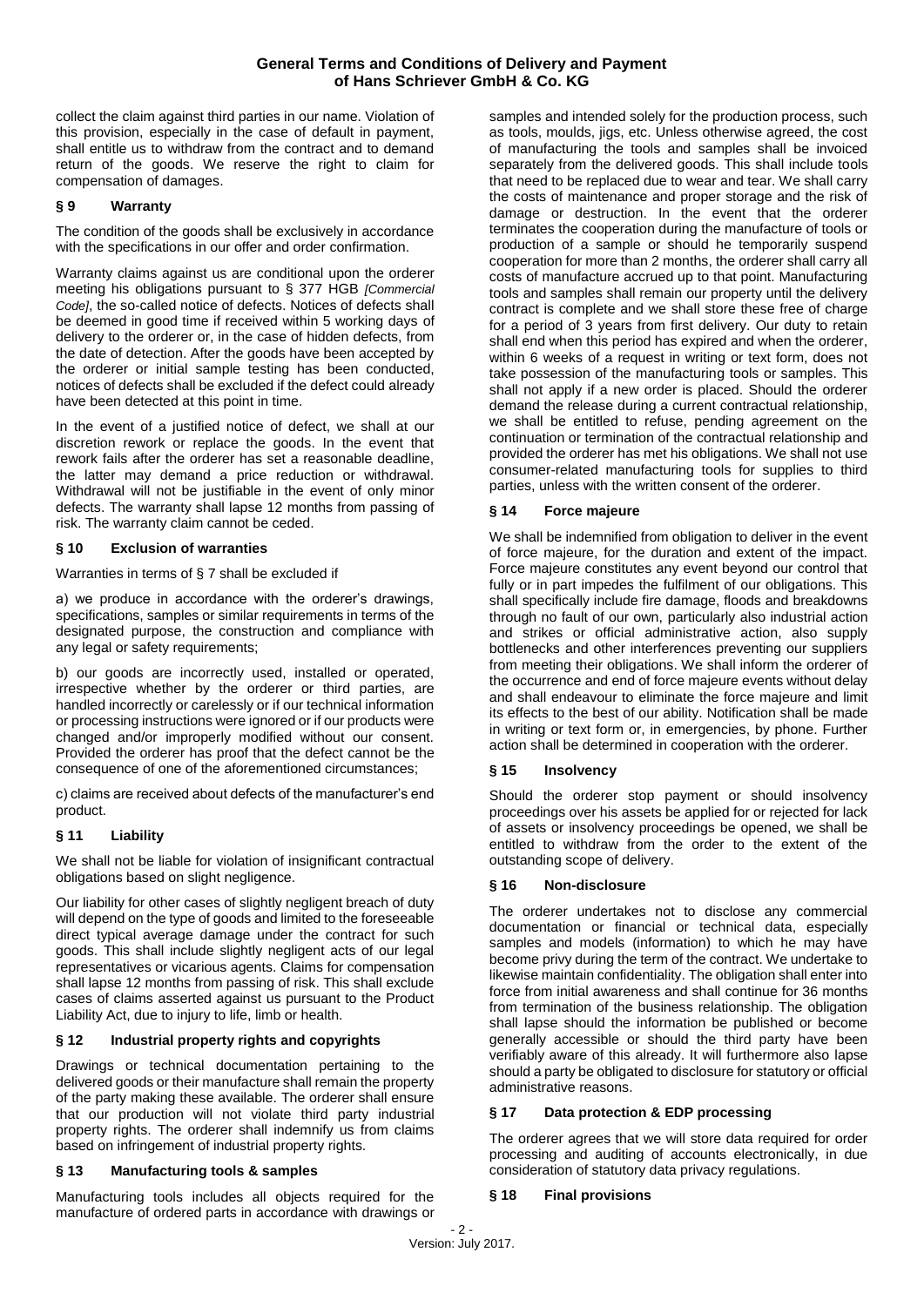collect the claim against third parties in our name. Violation of this provision, especially in the case of default in payment, shall entitle us to withdraw from the contract and to demand return of the goods. We reserve the right to claim for compensation of damages.

## § 9 Warranty

The condition of the goods shall be exclusively in accordance with the specifications in our offer and order confirmation.

Warranty claims against us are conditional upon the orderer meeting his obligations pursuant to § 377 HGB *[Commercial Code]*, the so-called notice of defects. Notices of defects shall be deemed in good time if received within 5 working days of delivery to the orderer or, in the case of hidden defects, from the date of detection. After the goods have been accepted by the orderer or initial sample testing has been conducted, notices of defects shall be excluded if the defect could already have been detected at this point in time.

In the event of a justified notice of defect, we shall at our discretion rework or replace the goods. In the event that rework fails after the orderer has set a reasonable deadline, the latter may demand a price reduction or withdrawal. Withdrawal will not be justifiable in the event of only minor defects. The warranty shall lapse 12 months from passing of risk. The warranty claim cannot be ceded.

## § 10 Exclusion of warranties

Warranties in terms of § 7 shall be excluded if

a) we produce in accordance with the orderer's drawings, specifications, samples or similar requirements in terms of the designated purpose, the construction and compliance with any legal or safety requirements;

b) our goods are incorrectly used, installed or operated, irrespective whether by the orderer or third parties, are handled incorrectly or carelessly or if our technical information or processing instructions were ignored or if our products were changed and/or improperly modified without our consent. Provided the orderer has proof that the defect cannot be the consequence of one of the aforementioned circumstances;

c) claims are received about defects of the manufacturer's end product.

## § 11 Liability

We shall not be liable for violation of insignificant contractual obligations based on slight negligence.

Our liability for other cases of slightly negligent breach of duty will depend on the type of goods and limited to the foreseeable direct typical average damage under the contract for such goods. This shall include slightly negligent acts of our legal representatives or vicarious agents. Claims for compensation shall lapse 12 months from passing of risk. This shall exclude cases of claims asserted against us pursuant to the Product Liability Act, due to injury to life, limb or health.

## § 12 Industrial property rights and copyrights

Drawings or technical documentation pertaining to the delivered goods or their manufacture shall remain the property of the party making these available. The orderer shall ensure that our production will not violate third party industrial property rights. The orderer shall indemnify us from claims based on infringement of industrial property rights.

## § 13 Manufacturing tools & samples

Manufacturing tools includes all objects required for the manufacture of ordered parts in accordance with drawings or samples and intended solely for the production process, such as tools, moulds, jigs, etc. Unless otherwise agreed, the cost of manufacturing the tools and samples shall be invoiced separately from the delivered goods. This shall include tools that need to be replaced due to wear and tear. We shall carry the costs of maintenance and proper storage and the risk of damage or destruction. In the event that the orderer terminates the cooperation during the manufacture of tools or production of a sample or should he temporarily suspend cooperation for more than 2 months, the orderer shall carry all costs of manufacture accrued up to that point. Manufacturing tools and samples shall remain our property until the delivery contract is complete and we shall store these free of charge for a period of 3 years from first delivery. Our duty to retain shall end when this period has expired and when the orderer, within 6 weeks of a request in writing or text form, does not take possession of the manufacturing tools or samples. This shall not apply if a new order is placed. Should the orderer demand the release during a current contractual relationship, we shall be entitled to refuse, pending agreement on the continuation or termination of the contractual relationship and provided the orderer has met his obligations. We shall not use consumer-related manufacturing tools for supplies to third parties, unless with the written consent of the orderer.

## § 14 Force majeure

We shall be indemnified from obligation to deliver in the event of force majeure, for the duration and extent of the impact. Force majeure constitutes any event beyond our control that fully or in part impedes the fulfilment of our obligations. This shall specifically include fire damage, floods and breakdowns through no fault of our own, particularly also industrial action and strikes or official administrative action, also supply bottlenecks and other interferences preventing our suppliers from meeting their obligations. We shall inform the orderer of the occurrence and end of force majeure events without delay and shall endeavour to eliminate the force majeure and limit its effects to the best of our ability. Notification shall be made in writing or text form or, in emergencies, by phone. Further action shall be determined in cooperation with the orderer.

## § 15 Insolvency

Should the orderer stop payment or should insolvency proceedings over his assets be applied for or rejected for lack of assets or insolvency proceedings be opened, we shall be entitled to withdraw from the order to the extent of the outstanding scope of delivery.

## § 16 Non-disclosure

The orderer undertakes not to disclose any commercial documentation or financial or technical data, especially samples and models (information) to which he may have become privy during the term of the contract. We undertake to likewise maintain confidentiality. The obligation shall enter into force from initial awareness and shall continue for 36 months from termination of the business relationship. The obligation shall lapse should the information be published or become generally accessible or should the third party have been verifiably aware of this already. It will furthermore also lapse should a party be obligated to disclosure for statutory or official administrative reasons.

## § 17 Data protection & EDP processing

The orderer agrees that we will store data required for order processing and auditing of accounts electronically, in due consideration of statutory data privacy regulations.

## § 18 Final provisions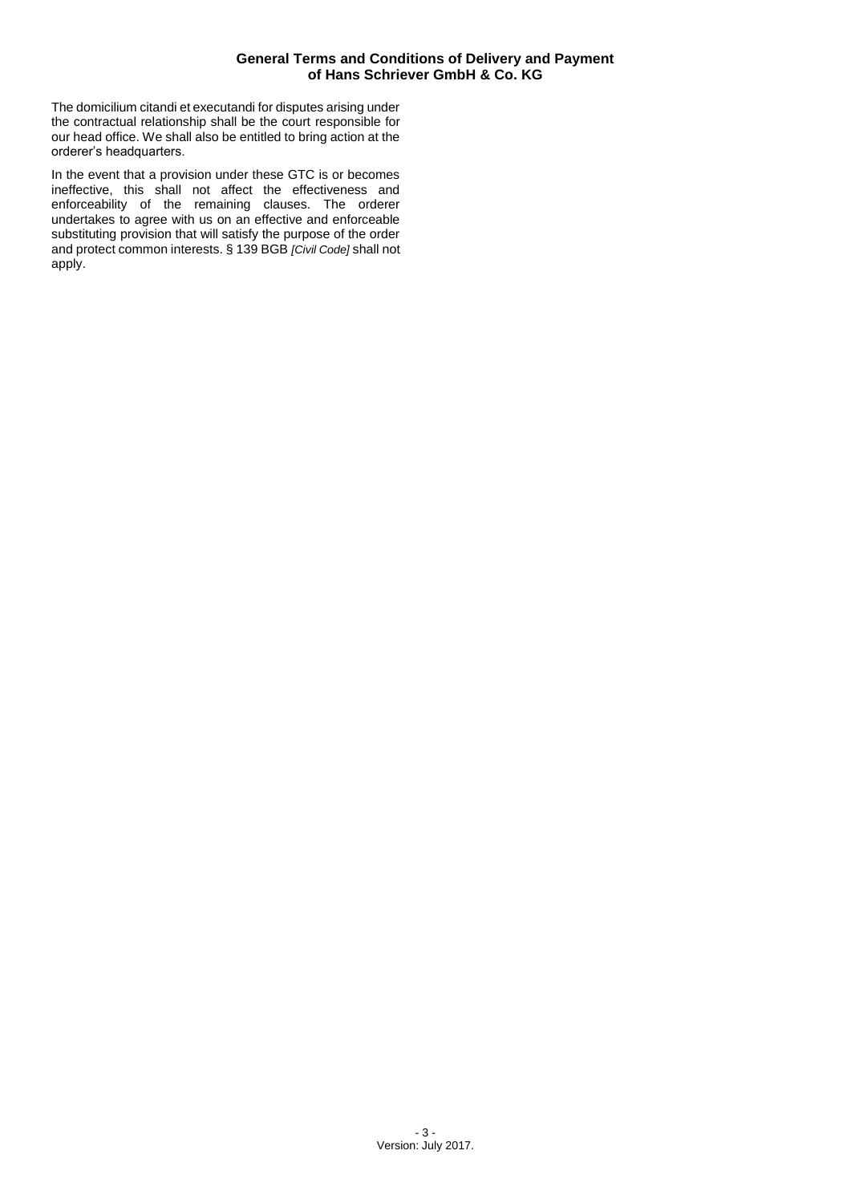The domicilium citandi et executandi for disputes arising under the contractual relationship shall be the court responsible for our head office. We shall also be entitled to bring action at the orderer's headquarters.

In the event that a provision under these GTC is or becomes ineffective, this shall not affect the effectiveness and enforceability of the remaining clauses. The orderer undertakes to agree with us on an effective and enforceable substituting provision that will satisfy the purpose of the order and protect common interests. § 139 BGB *[Civil Code]* shall not apply.

Version: July 2017.